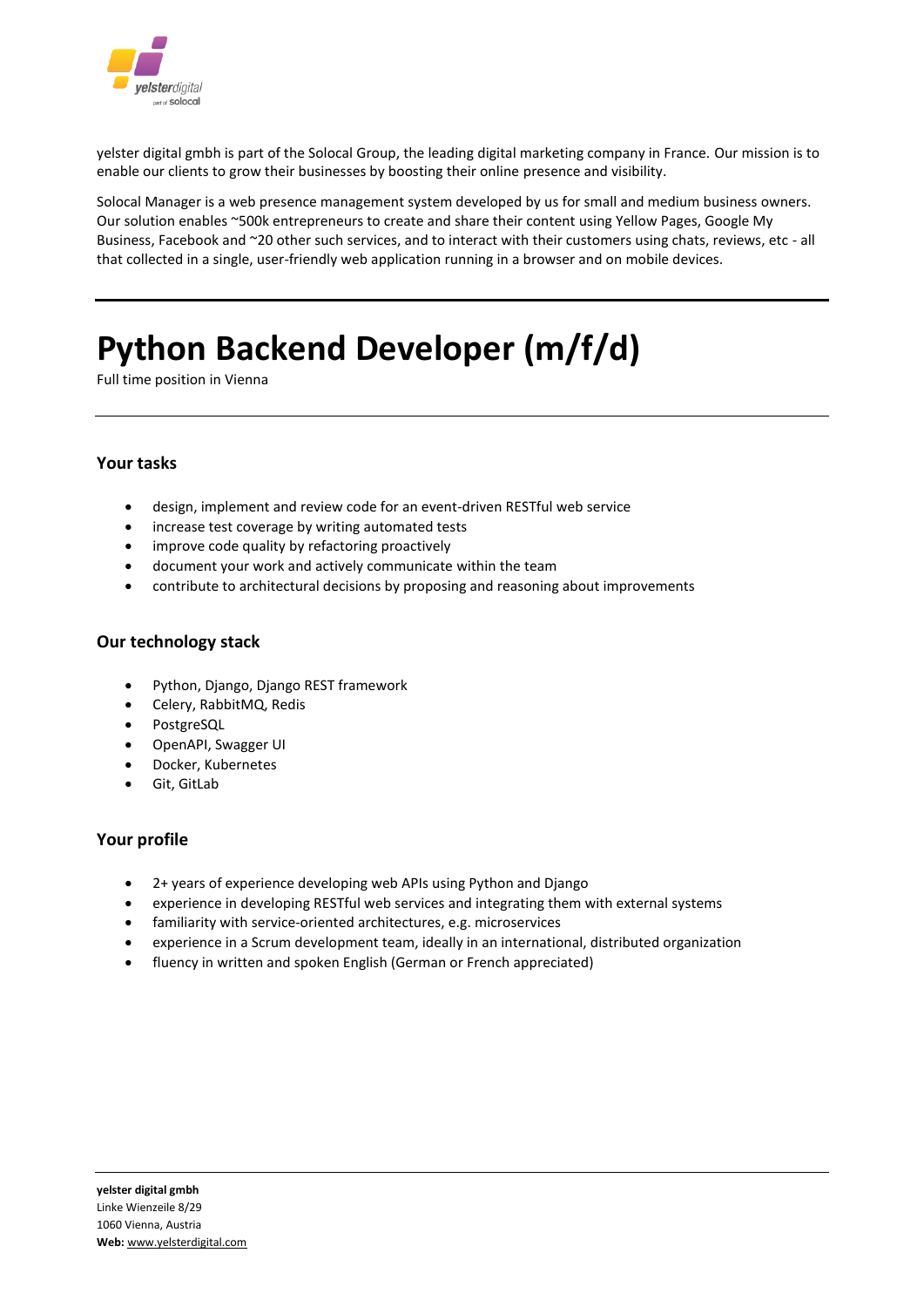yelster digital gmbh is part of the Solocal Group, the leading digital marketing company in France. Our mission is to enable our clients to grow their businesses by boosting their online presence and visibility.

Solocal Manager is a web presence management system developed by us for small and medium business owners. Our solution enables ~500k entrepreneurs to create and share their content using Yellow Pages, Google My Business, Facebook and ~20 other such services, and to interact with their customers using chats, reviews, etc - all that collected in a single, user-friendly web application running in a browser and on mobile devices.

---

# Python Backend Developer (m/f/d)

Full time position in Vienna

---

### Your tasks

- design, implement and review code for an event-driven RESTful web service
- increase test coverage by writing automated tests
- improve code quality by refactoring proactively
- document your work and actively communicate within the team
- contribute to architectural decisions by proposing and reasoning about improvements

### Our technology stack

- Python, Django, Django REST framework
- Celery, RabbitMQ, Redis
- PostgreSQL
- OpenAPI, Swagger UI
- Docker, Kubernetes
- Git, GitLab

### Your profile

- 2+ years of experience developing web APIs using Python and Django
- experience in developing RESTful web services and integrating them with external systems
- familiarity with service-oriented architectures, e.g. microservices
- experience in a Scrum development team, ideally in an international, distributed organization
- fluency in written and spoken English (German or French appreciated)

---

**yelster digital gmbh**
Linke Wienzeile 8/29
1060 Vienna, Austria
**Web:** www.yelsterdigital.com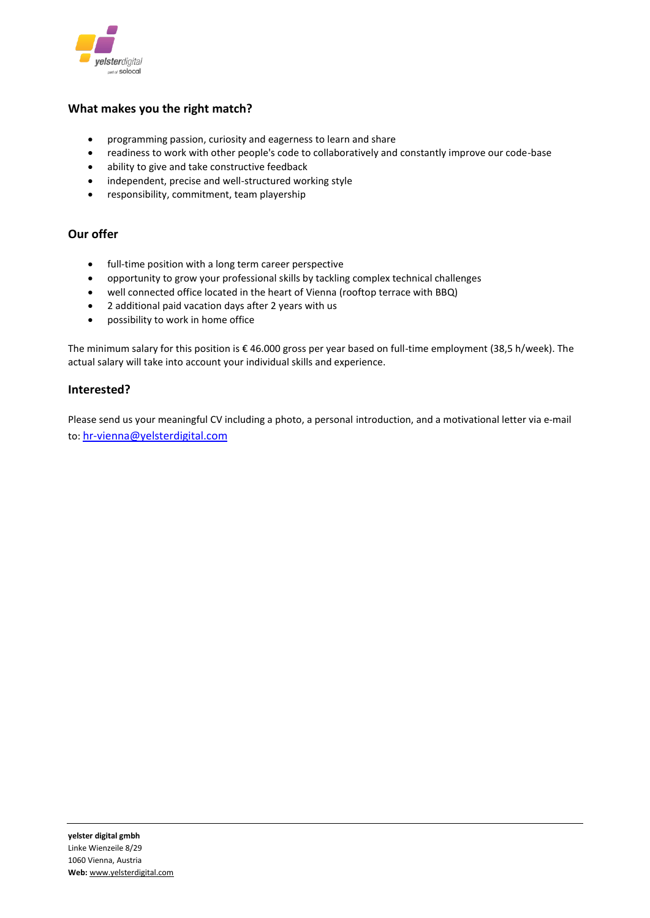## What makes you the right match?

- programming passion, curiosity and eagerness to learn and share
- readiness to work with other people's code to collaboratively and constantly improve our code-base
- ability to give and take constructive feedback
- independent, precise and well-structured working style
- responsibility, commitment, team playership

## Our offer

- full-time position with a long term career perspective
- opportunity to grow your professional skills by tackling complex technical challenges
- well connected office located in the heart of Vienna (rooftop terrace with BBQ)
- 2 additional paid vacation days after 2 years with us
- possibility to work in home office

The minimum salary for this position is € 46.000 gross per year based on full-time employment (38,5 h/week). The actual salary will take into account your individual skills and experience.

## Interested?

Please send us your meaningful CV including a photo, a personal introduction, and a motivational letter via e-mail to: hr-vienna@yelsterdigital.com

**yelster digital gmbh**
Linke Wienzeile 8/29
1060 Vienna, Austria
**Web:** www.yelsterdigital.com